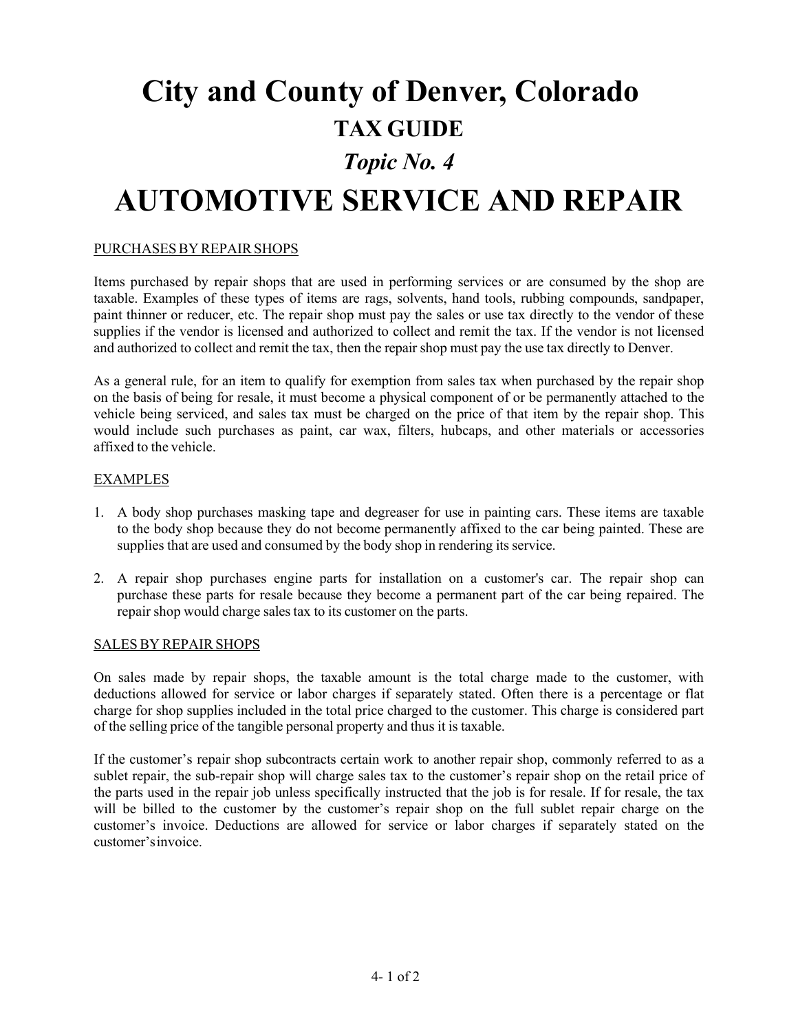# City and County of Denver, Colorado

## TAX GUIDE

### *Topic No. 4*

# AUTOMOTIVE SERVICE AND REPAIR

PURCHASES BY REPAIR SHOPS

Items purchased by repair shops that are used in performing services or are consumed by the shop are taxable. Examples of these types of items are rags, solvents, hand tools, rubbing compounds, sandpaper, paint thinner or reducer, etc. The repair shop must pay the sales or use tax directly to the vendor of these supplies if the vendor is licensed and authorized to collect and remit the tax. If the vendor is not licensed and authorized to collect and remit the tax, then the repair shop must pay the use tax directly to Denver.

As a general rule, for an item to qualify for exemption from sales tax when purchased by the repair shop on the basis of being for resale, it must become a physical component of or be permanently attached to the vehicle being serviced, and sales tax must be charged on the price of that item by the repair shop. This would include such purchases as paint, car wax, filters, hubcaps, and other materials or accessories affixed to the vehicle.

EXAMPLES

1. A body shop purchases masking tape and degreaser for use in painting cars. These items are taxable to the body shop because they do not become permanently affixed to the car being painted. These are supplies that are used and consumed by the body shop in rendering its service.

2. A repair shop purchases engine parts for installation on a customer's car. The repair shop can purchase these parts for resale because they become a permanent part of the car being repaired. The repair shop would charge sales tax to its customer on the parts.

SALES BY REPAIR SHOPS

On sales made by repair shops, the taxable amount is the total charge made to the customer, with deductions allowed for service or labor charges if separately stated. Often there is a percentage or flat charge for shop supplies included in the total price charged to the customer. This charge is considered part of the selling price of the tangible personal property and thus it is taxable.

If the customer's repair shop subcontracts certain work to another repair shop, commonly referred to as a sublet repair, the sub-repair shop will charge sales tax to the customer's repair shop on the retail price of the parts used in the repair job unless specifically instructed that the job is for resale. If for resale, the tax will be billed to the customer by the customer's repair shop on the full sublet repair charge on the customer's invoice. Deductions are allowed for service or labor charges if separately stated on the customer's invoice.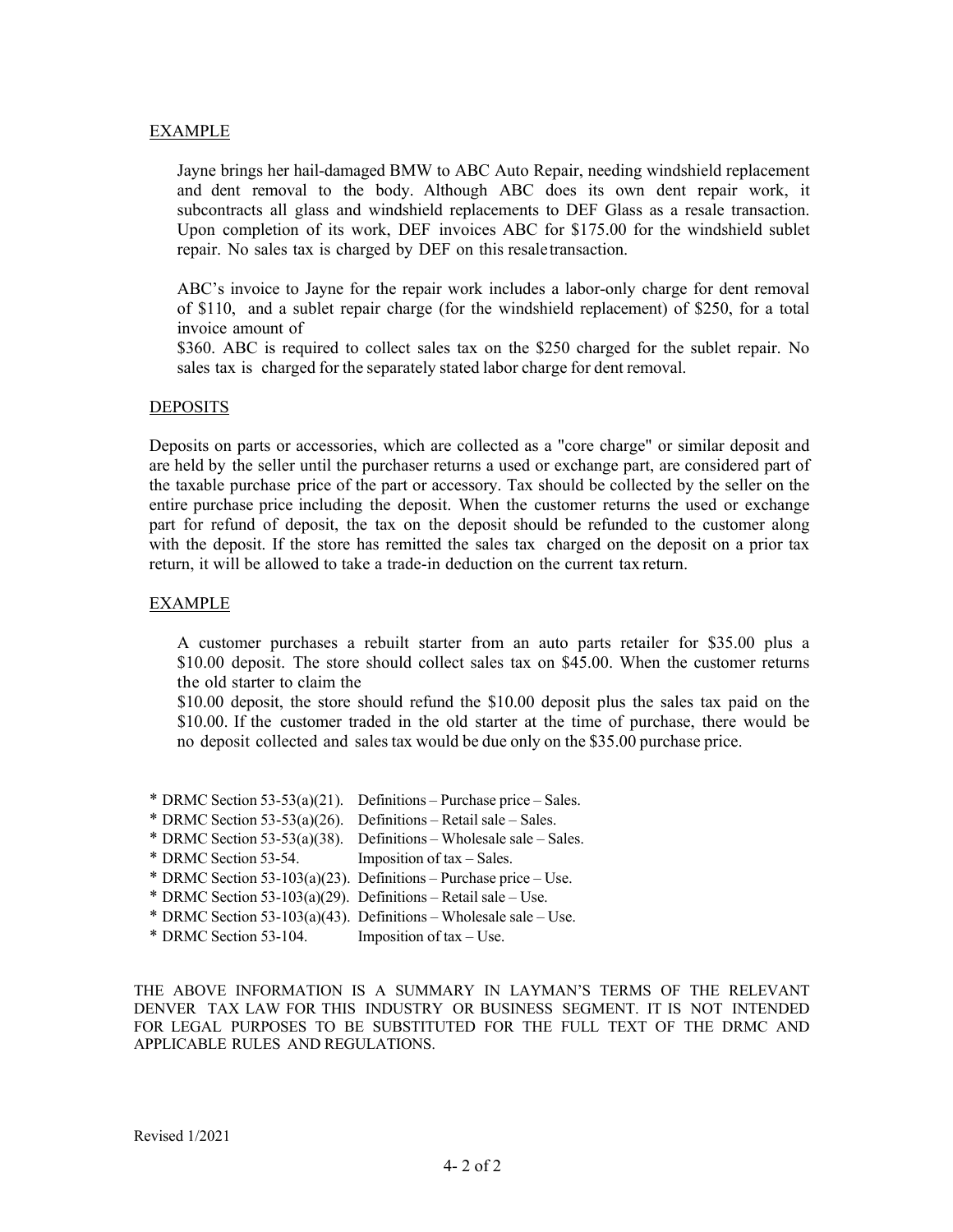## EXAMPLE

Jayne brings her hail-damaged BMW to ABC Auto Repair, needing windshield replacement and dent removal to the body. Although ABC does its own dent repair work, it subcontracts all glass and windshield replacements to DEF Glass as a resale transaction. Upon completion of its work, DEF invoices ABC for $175.00 for the windshield sublet repair. No sales tax is charged by DEF on this resale transaction.

ABC's invoice to Jayne for the repair work includes a labor-only charge for dent removal of $110, and a sublet repair charge (for the windshield replacement) of $250, for a total invoice amount of $360. ABC is required to collect sales tax on the $250 charged for the sublet repair. No sales tax is charged for the separately stated labor charge for dent removal.

## DEPOSITS

Deposits on parts or accessories, which are collected as a "core charge" or similar deposit and are held by the seller until the purchaser returns a used or exchange part, are considered part of the taxable purchase price of the part or accessory. Tax should be collected by the seller on the entire purchase price including the deposit. When the customer returns the used or exchange part for refund of deposit, the tax on the deposit should be refunded to the customer along with the deposit. If the store has remitted the sales tax charged on the deposit on a prior tax return, it will be allowed to take a trade-in deduction on the current tax return.

## EXAMPLE

A customer purchases a rebuilt starter from an auto parts retailer for $35.00 plus a $10.00 deposit. The store should collect sales tax on $45.00. When the customer returns the old starter to claim the $10.00 deposit, the store should refund the $10.00 deposit plus the sales tax paid on the $10.00. If the customer traded in the old starter at the time of purchase, there would be no deposit collected and sales tax would be due only on the $35.00 purchase price.

- * DRMC Section 53-53(a)(21). Definitions – Purchase price – Sales.
- * DRMC Section 53-53(a)(26). Definitions – Retail sale – Sales.
- * DRMC Section 53-53(a)(38). Definitions – Wholesale sale – Sales.
- * DRMC Section 53-54. Imposition of tax – Sales.
- * DRMC Section 53-103(a)(23). Definitions – Purchase price – Use.
- * DRMC Section 53-103(a)(29). Definitions – Retail sale – Use.
- * DRMC Section 53-103(a)(43). Definitions – Wholesale sale – Use.
- * DRMC Section 53-104. Imposition of tax – Use.

THE ABOVE INFORMATION IS A SUMMARY IN LAYMAN'S TERMS OF THE RELEVANT DENVER TAX LAW FOR THIS INDUSTRY OR BUSINESS SEGMENT. IT IS NOT INTENDED FOR LEGAL PURPOSES TO BE SUBSTITUTED FOR THE FULL TEXT OF THE DRMC AND APPLICABLE RULES AND REGULATIONS.

Revised 1/2021